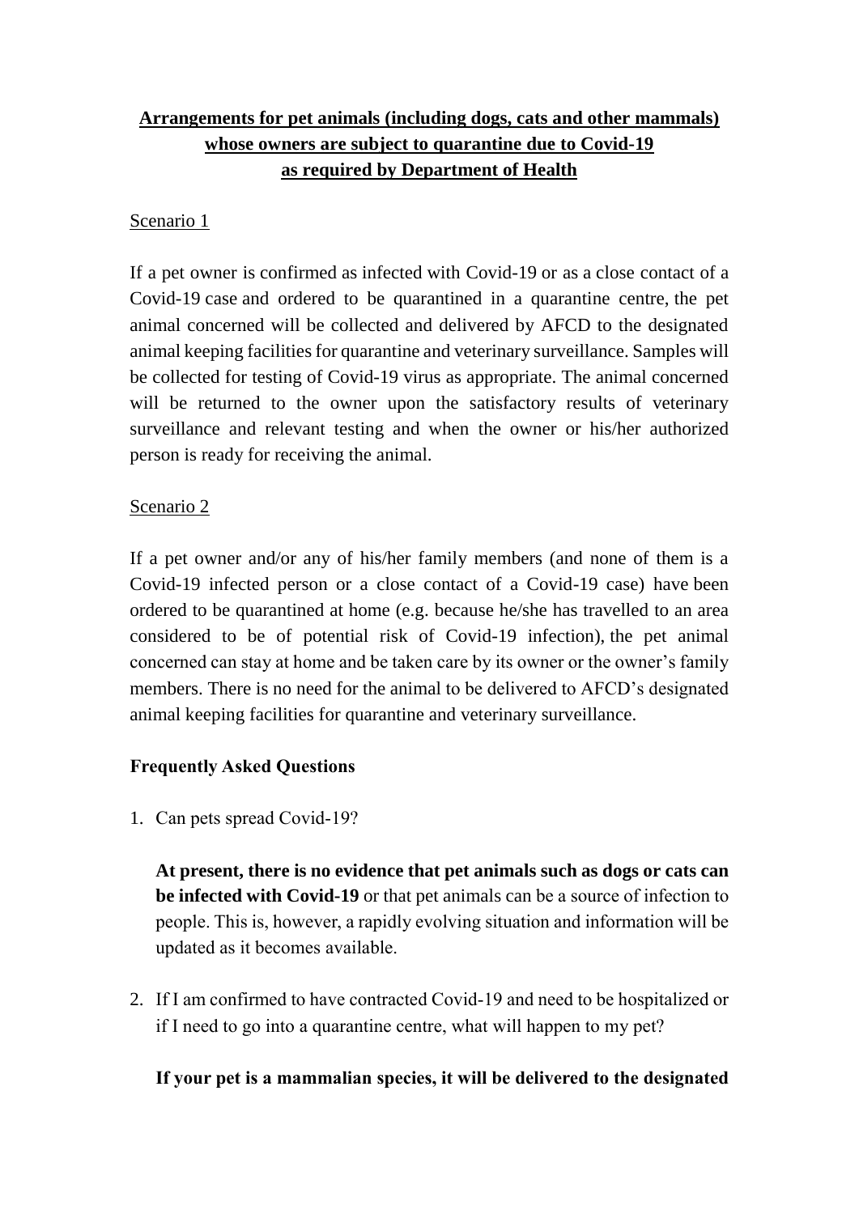# Arrangements for pet animals (including dogs, cats and other mammals) whose owners are subject to quarantine due to Covid-19 as required by Department of Health

## Scenario 1

If a pet owner is confirmed as infected with Covid-19 or as a close contact of a Covid-19 case and ordered to be quarantined in a quarantine centre, the pet animal concerned will be collected and delivered by AFCD to the designated animal keeping facilities for quarantine and veterinary surveillance. Samples will be collected for testing of Covid-19 virus as appropriate. The animal concerned will be returned to the owner upon the satisfactory results of veterinary surveillance and relevant testing and when the owner or his/her authorized person is ready for receiving the animal.

## Scenario 2

If a pet owner and/or any of his/her family members (and none of them is a Covid-19 infected person or a close contact of a Covid-19 case) have been ordered to be quarantined at home (e.g. because he/she has travelled to an area considered to be of potential risk of Covid-19 infection), the pet animal concerned can stay at home and be taken care by its owner or the owner's family members. There is no need for the animal to be delivered to AFCD's designated animal keeping facilities for quarantine and veterinary surveillance.

## Frequently Asked Questions

1. Can pets spread Covid-19?

   **At present, there is no evidence that pet animals such as dogs or cats can be infected with Covid-19** or that pet animals can be a source of infection to people. This is, however, a rapidly evolving situation and information will be updated as it becomes available.

2. If I am confirmed to have contracted Covid-19 and need to be hospitalized or if I need to go into a quarantine centre, what will happen to my pet?

   **If your pet is a mammalian species, it will be delivered to the designated**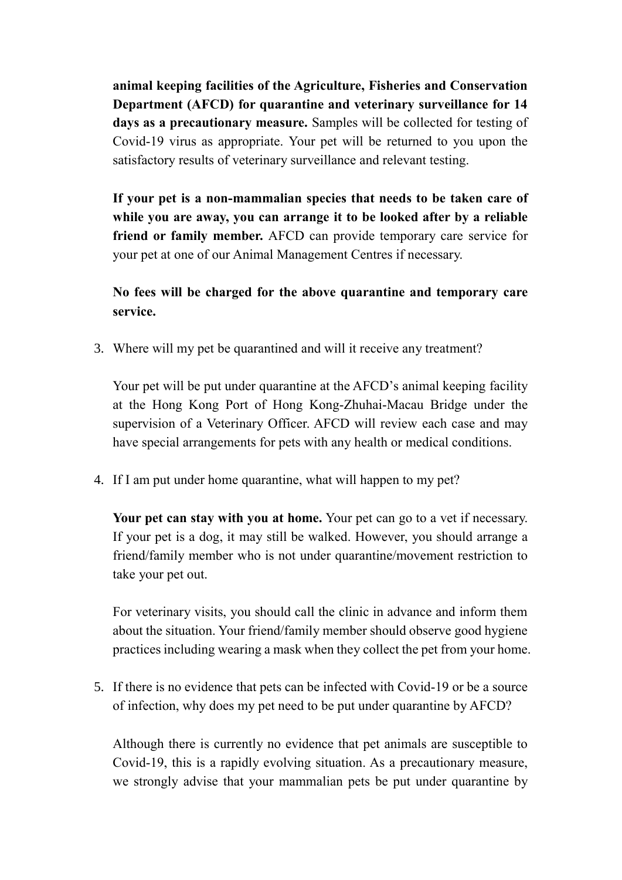**animal keeping facilities of the Agriculture, Fisheries and Conservation Department (AFCD) for quarantine and veterinary surveillance for 14 days as a precautionary measure.** Samples will be collected for testing of Covid-19 virus as appropriate. Your pet will be returned to you upon the satisfactory results of veterinary surveillance and relevant testing.

**If your pet is a non-mammalian species that needs to be taken care of while you are away, you can arrange it to be looked after by a reliable friend or family member.** AFCD can provide temporary care service for your pet at one of our Animal Management Centres if necessary.

**No fees will be charged for the above quarantine and temporary care service.**

3. Where will my pet be quarantined and will it receive any treatment?

   Your pet will be put under quarantine at the AFCD's animal keeping facility at the Hong Kong Port of Hong Kong-Zhuhai-Macau Bridge under the supervision of a Veterinary Officer. AFCD will review each case and may have special arrangements for pets with any health or medical conditions.

4. If I am put under home quarantine, what will happen to my pet?

   **Your pet can stay with you at home.** Your pet can go to a vet if necessary. If your pet is a dog, it may still be walked. However, you should arrange a friend/family member who is not under quarantine/movement restriction to take your pet out.

   For veterinary visits, you should call the clinic in advance and inform them about the situation. Your friend/family member should observe good hygiene practices including wearing a mask when they collect the pet from your home.

5. If there is no evidence that pets can be infected with Covid-19 or be a source of infection, why does my pet need to be put under quarantine by AFCD?

   Although there is currently no evidence that pet animals are susceptible to Covid-19, this is a rapidly evolving situation. As a precautionary measure, we strongly advise that your mammalian pets be put under quarantine by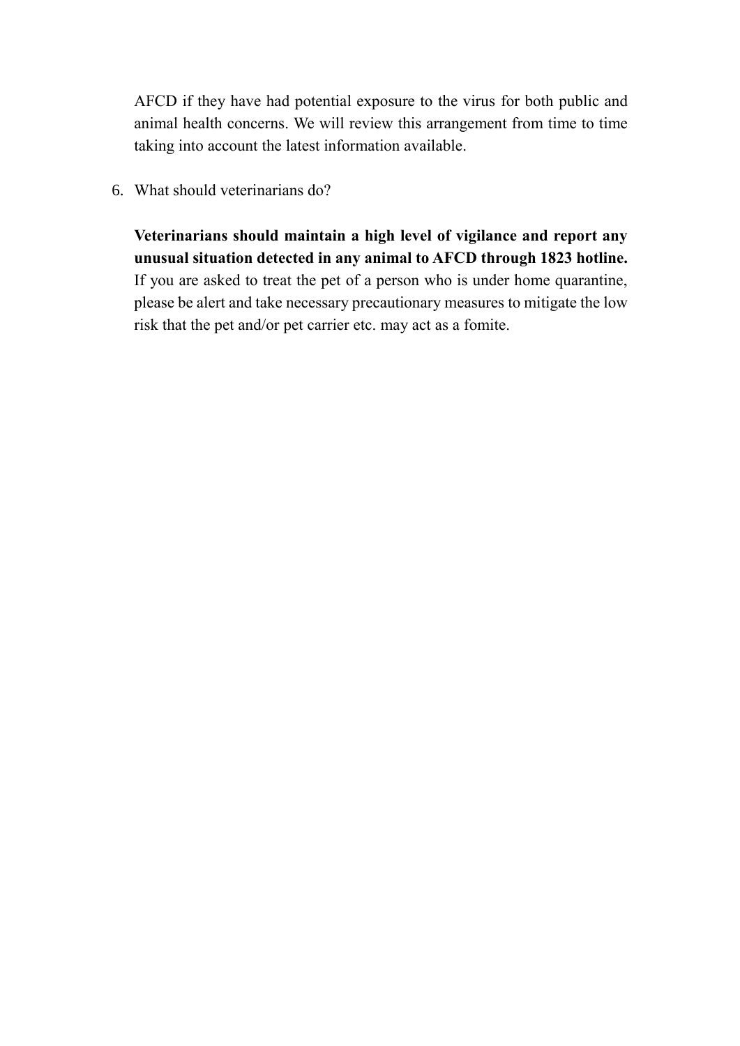AFCD if they have had potential exposure to the virus for both public and animal health concerns. We will review this arrangement from time to time taking into account the latest information available.

6. What should veterinarians do?

   **Veterinarians should maintain a high level of vigilance and report any unusual situation detected in any animal to AFCD through 1823 hotline.** If you are asked to treat the pet of a person who is under home quarantine, please be alert and take necessary precautionary measures to mitigate the low risk that the pet and/or pet carrier etc. may act as a fomite.